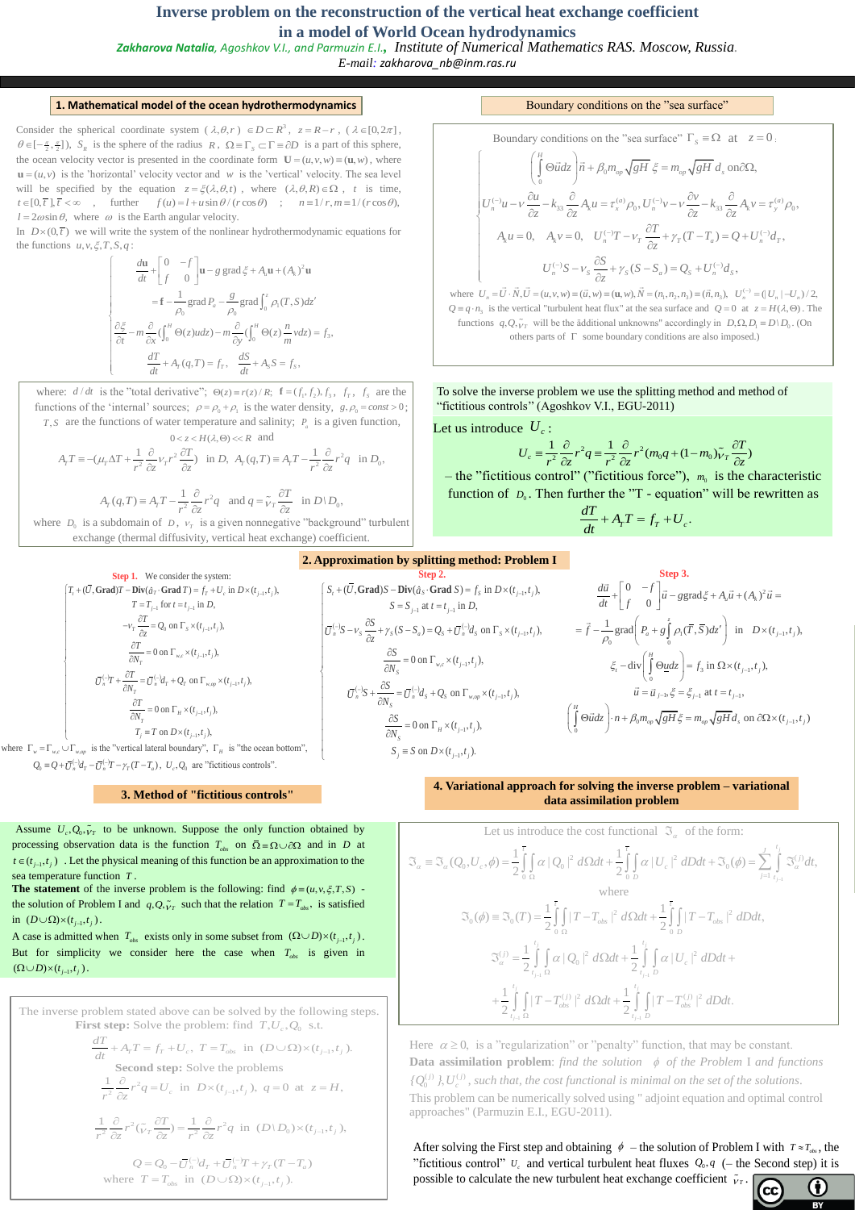# Inverse problem on the reconstruction of the vertical heat exchange coefficient in a model of World Ocean hydrodynamics

***Zakharova Natalia**, Agoshkov V.I., and Parmuzin E.I.*, *Institute of Numerical Mathematics RAS. Moscow, Russia*.

*E-mail: zakharova_nb@inm.ras.ru*

## 1. Mathematical model of the ocean hydrothermodynamics

Consider the spherical coordinate system $(\lambda,\theta,r)\in D\subset R^3$, $z=R-r$, $(\lambda\in[0,2\pi]$, $\theta\in[-\frac{\pi}{2},\frac{\pi}{2}])$, $S_R$ is the sphere of the radius $R$, $\Omega\equiv\Gamma_S\subset\Gamma\equiv\partial D$ is a part of this sphere, the ocean velocity vector is presented in the coordinate form $\mathbf{U}=(u,v,w)\equiv(\mathbf{u},w)$, where $\mathbf{u}=(u,v)$ is the 'horizontal' velocity vector and $w$ is the 'vertical' velocity. The sea level will be specified by the equation $z=\xi(\lambda,\theta,t)$, where $(\lambda,\theta,R)\in\Omega$, $t$ is time, $t\in[0,\bar t],\bar t<\infty$, further $f(u)=l+u\sin\theta/(r\cos\theta)$; $n\equiv 1/r, m\equiv 1/(r\cos\theta)$, $l=2\omega\sin\theta$, where $\omega$ is the Earth angular velocity.

In $D\times(0,\bar t)$ we will write the system of the nonlinear hydrothermodynamic equations for the functions $u,v,\xi,T,S,q$:

$$
\begin{cases}
\dfrac{d\mathbf{u}}{dt}+\begin{bmatrix}0 & -f\\ f & 0\end{bmatrix}\mathbf{u}-g\,\mathrm{grad}\,\xi+A_u\mathbf{u}+(A_k)^2\mathbf{u}\\
\quad=\mathbf{f}-\dfrac{1}{\rho_0}\mathrm{grad}\,P_a-\dfrac{g}{\rho_0}\mathrm{grad}\displaystyle\int_0^z\rho_1(T,S)dz'\\
\dfrac{\partial\xi}{\partial t}-m\dfrac{\partial}{\partial x}\Big(\displaystyle\int_0^H\Theta(z)udz\Big)-m\dfrac{\partial}{\partial y}\Big(\displaystyle\int_0^H\Theta(z)\dfrac{n}{m}vdz\Big)=f_3,\\
\dfrac{dT}{dt}+A_T(q,T)=f_T,\quad \dfrac{dS}{dt}+A_SS=f_S,
\end{cases}
$$

where: $d/dt$ is the "total derivative"; $\Theta(z)=r(z)/R$; $\mathbf{f}=(f_1,f_2)$, $f_3$, $f_T$, $f_S$ are the functions of the 'internal' sources; $\rho=\rho_0+\rho_1$ is the water density, $g,\rho_0=const>0$; $T,S$ are the functions of water temperature and salinity; $P_a$ is a given function, $0<z<H(\lambda,\Theta)<<R$ and

$$A_TT\equiv-(\mu_T\Delta T+\frac{1}{r^2}\frac{\partial}{\partial z}\nu_Tr^2\frac{\partial T}{\partial z})\ \text{ in } D,\quad A_T(q,T)\equiv A_TT-\frac{1}{r^2}\frac{\partial}{\partial z}r^2q\ \text{ in } D_0,$$

$$A_T(q,T)\equiv A_TT-\frac{1}{r^2}\frac{\partial}{\partial z}r^2q\ \text{ and } q=\tilde\nu_T\frac{\partial T}{\partial z}\ \text{ in } D\setminus D_0,$$

where $D_0$ is a subdomain of $D$, $\nu_T$ is a given nonnegative "background" turbulent exchange (thermal diffusivity, vertical heat exchange) coefficient.

## Boundary conditions on the "sea surface"

Boundary conditions on the "sea surface" $\Gamma_S\equiv\Omega$ at $z=0$:

$$
\begin{cases}
\Big(\displaystyle\int_0^H\Theta\vec u dz\Big)\vec n+\beta_0m_{op}\sqrt{gH}\,\xi=m_{op}\sqrt{gH}\,d_s\ \text{ on }\partial\Omega,\\
U_n^{(-)}u-\nu\dfrac{\partial u}{\partial z}-k_{33}\dfrac{\partial}{\partial z}A_ku=\tau_x^{(a)}\rho_0,\ U_n^{(-)}v-\nu\dfrac{\partial v}{\partial z}-k_{33}\dfrac{\partial}{\partial z}A_kv=\tau_y^{(a)}\rho_0,\\
A_ku=0,\quad A_kv=0,\quad U_n^{(-)}T-\nu_T\dfrac{\partial T}{\partial z}+\gamma_T(T-T_a)=Q+U_n^{(-)}d_T,\\
U_n^{(-)}S-\nu_S\dfrac{\partial S}{\partial z}+\gamma_S(S-S_a)=Q_S+U_n^{(-)}d_S,
\end{cases}
$$

where $U_n\equiv\vec U\cdot\vec N,\vec U=(u,v,w)\equiv(\vec u,w)\equiv(\mathbf{u},w),\vec N=(n_1,n_2,n_3)\equiv(\vec n,n_3)$, $U_n^{(-)}=(|U_n|-U_n)/2$, $Q\equiv q\cdot n_S$ is the vertical "turbulent heat flux" at the sea surface and $Q=0$ at $z=H(\lambda,\Theta)$. The functions $q,Q,\tilde\nu_T$ will be the äddtional unknowns" accordingly in $D,\Omega,D_1\equiv D\setminus D_0$. (On others parts of $\Gamma$ some boundary conditions are also imposed.)

To solve the inverse problem we use the splitting method and method of "fictitious controls" (Agoshkov V.I., EGU-2011)

Let us introduce $U_c$:

$$U_c\equiv\frac{1}{r^2}\frac{\partial}{\partial z}r^2q\equiv\frac{1}{r^2}\frac{\partial}{\partial z}r^2(m_0q+(1-m_0)\tilde\nu_T\frac{\partial T}{\partial z})$$

– the "fictitious control" ("fictitious force"), $m_0$ is the characteristic function of $D_0$. Then further the "T - equation" will be rewritten as

$$\frac{dT}{dt}+A_TT=f_T+U_c.$$

## 2. Approximation by splitting method: Problem I

**Step 1.** We consider the system:

$$
\begin{cases}
T_t+(\vec U,\mathbf{Grad})T-\mathbf{Div}(\hat a_T\cdot\mathbf{Grad}\,T)=f_T+U_c\ \text{ in } D\times(t_{j-1},t_j),\\
T=T_{j-1}\ \text{for } t=t_{j-1}\ \text{in } D,\\
-\nu_T\dfrac{\partial T}{\partial z}=Q_0\ \text{on } \Gamma_S\times(t_{j-1},t_j),\\
\dfrac{\partial T}{\partial N_T}=0\ \text{on } \Gamma_{w,c}\times(t_{j-1},t_j),\\
\bar U_n^{(-)}T+\dfrac{\partial T}{\partial N_T}=\bar U_n^{(-)}d_T+Q_T\ \text{on } \Gamma_{w,op}\times(t_{j-1},t_j),\\
\dfrac{\partial T}{\partial N_T}=0\ \text{on } \Gamma_H\times(t_{j-1},t_j),\\
T_j=T\ \text{on } D\times(t_{j-1},t_j),
\end{cases}
$$

where $\Gamma_w=\Gamma_{w,c}\cup\Gamma_{w,op}$ is the "vertical lateral boundary", $\Gamma_H$ is "the ocean bottom",
$Q_0\equiv Q+\bar U_n^{(-)}d_T-\bar U_n^{(-)}T-\gamma_T(T-T_a)$, $U_c,Q_0$ are "fictitious controls".

**Step 2.**

$$
\begin{cases}
S_t+(\vec U,\mathbf{Grad})S-\mathbf{Div}(\hat a_S\cdot\mathbf{Grad}\,S)=f_S\ \text{in } D\times(t_{j-1},t_j),\\
S=S_{j-1}\ \text{at } t=t_{j-1}\ \text{in } D,\\
\bar U_n^{(-)}S-\nu_S\dfrac{\partial S}{\partial z}+\gamma_S(S-S_a)=Q_S+\bar U_n^{(-)}d_S\ \text{on } \Gamma_S\times(t_{j-1},t_j),\\
\dfrac{\partial S}{\partial N_S}=0\ \text{on } \Gamma_{w,c}\times(t_{j-1},t_j),\\
\bar U_n^{(-)}S+\dfrac{\partial S}{\partial N_S}=\bar U_n^{(-)}d_S+Q_S\ \text{on } \Gamma_{w,op}\times(t_{j-1},t_j),\\
\dfrac{\partial S}{\partial N_S}=0\ \text{on } \Gamma_H\times(t_{j-1},t_j),\\
S_j\equiv S\ \text{on } D\times(t_{j-1},t_j).
\end{cases}
$$

**Step 3.**

$$
\begin{gathered}
\frac{d\vec u}{dt}+\begin{bmatrix}0 & -f\\ f & 0\end{bmatrix}\vec u-g\,\mathrm{grad}\,\xi+A_u\vec u+(A_k)^2\vec u=\\
=\vec f-\frac{1}{\rho_0}\mathrm{grad}\Big(P_a+g\int_0^z\rho_1(\bar T,\bar S)dz'\Big)\ \text{ in }\ D\times(t_{j-1},t_j),\\
\xi_t-\mathrm{div}\Big(\int_0^H\Theta\vec u dz\Big)=f_3\ \text{in } \Omega\times(t_{j-1},t_j),\\
\vec u=\vec u_{j-1},\xi=\xi_{j-1}\ \text{at } t=t_{j-1},\\
\Big(\int_0^H\Theta\vec u dz\Big)\cdot n+\beta_0m_{op}\sqrt{gH}\xi=m_{op}\sqrt{gH}d_s\ \text{on } \partial\Omega\times(t_{j-1},t_j)
\end{gathered}
$$

## 3. Method of "fictitious controls"

Assume $U_c,Q_0,\tilde\nu_T$ to be unknown. Suppose the only function obtained by processing observation data is the function $T_{obs}$ on $\bar\Omega=\Omega\cup\partial\Omega$ and in $D$ at $t\in(t_{j-1},t_j)$. Let the physical meaning of this function be an approximation to the sea temperature function $T$.

**The statement** of the inverse problem is the following: find $\phi=(u,v,\xi,T,S)$ - the solution of Problem I and $q,Q,\tilde\nu_T$ such that the relation $T=T_{obs}$ is satisfied in $(D\cup\Omega)\times(t_{j-1},t_j)$.

A case is admitted when $T_{obs}$ exists only in some subset from $(\Omega\cup D)\times(t_{j-1},t_j)$. But for simplicity we consider here the case when $T_{obs}$ is given in $(\Omega\cup D)\times(t_{j-1},t_j)$.

The inverse problem stated above can be solved by the following steps.
**First step:** Solve the problem: find $T,U_c,Q_0$ s.t.

$$\frac{dT}{dt}+A_TT=f_T+U_c,\quad T=T_{obs}\ \text{ in } (D\cup\Omega)\times(t_{j-1},t_j).$$

**Second step:** Solve the problems

$$\frac{1}{r^2}\frac{\partial}{\partial z}r^2q=U_c\ \text{ in } D\times(t_{j-1},t_j),\ q=0\ \text{at } z=H,$$

$$\frac{1}{r^2}\frac{\partial}{\partial z}r^2(\tilde\nu_T\frac{\partial T}{\partial z})=\frac{1}{r^2}\frac{\partial}{\partial z}r^2q\ \text{ in } (D\setminus D_0)\times(t_{j-1},t_j),$$

$$Q=Q_0-\bar U_n^{(-)}d_T+\bar U_n^{(-)}T+\gamma_T(T-T_a)$$

where $T=T_{obs}$ in $(D\cup\Omega)\times(t_{j-1},t_j)$.

## 4. Variational approach for solving the inverse problem – variational data assimilation problem

Let us introduce the cost functional $\Im_\alpha$ of the form:

$$\Im_\alpha\equiv\Im_\alpha(Q_0,U_c,\phi)=\frac{1}{2}\int_0^{\bar t}\int_\Omega\alpha|Q_0|^2d\Omega dt+\frac{1}{2}\int_0^{\bar t}\int_D\alpha|U_c|^2dDdt+\Im_0(\phi)=\sum_{j=1}^J\int_{t_{j-1}}^{t_j}\Im_\alpha^{(j)}dt,$$

where

$$\Im_0(\phi)\equiv\Im_0(T)=\frac{1}{2}\int_0^{\bar t}\int_\Omega|T-T_{obs}|^2d\Omega dt+\frac{1}{2}\int_0^{\bar t}\int_D|T-T_{obs}|^2dDdt,$$

$$\Im_\alpha^{(j)}=\frac{1}{2}\int_{t_{j-1}}^{t_j}\int_\Omega\alpha|Q_0|^2d\Omega dt+\frac{1}{2}\int_{t_{j-1}}^{t_j}\int_D\alpha|U_c|^2dDdt+$$

$$+\frac{1}{2}\int_{t_{j-1}}^{t_j}\int_\Omega|T-T_{obs}^{(j)}|^2d\Omega dt+\frac{1}{2}\int_{t_{j-1}}^{t_j}\int_D|T-T_{obs}^{(j)}|^2dDdt.$$

Here $\alpha\ge0$, is a "regularization" or "penalty" function, that may be constant.

**Data assimilation problem**: *find the solution $\phi$ of the Problem I and functions $\{Q_0^{(j)}\},U_c^{(j)}$, such that, the cost functional is minimal on the set of the solutions.*

This problem can be numerically solved using " adjoint equation and optimal control approaches" (Parmuzin E.I., EGU-2011).

After solving the First step and obtaining $\phi$ – the solution of Problem I with $T\approx T_{obs}$, the "fictitious control" $U_c$ and vertical turbulent heat fluxes $Q_0,q$ (– the Second step) it is possible to calculate the new turbulent heat exchange coefficient $\tilde\nu_T$.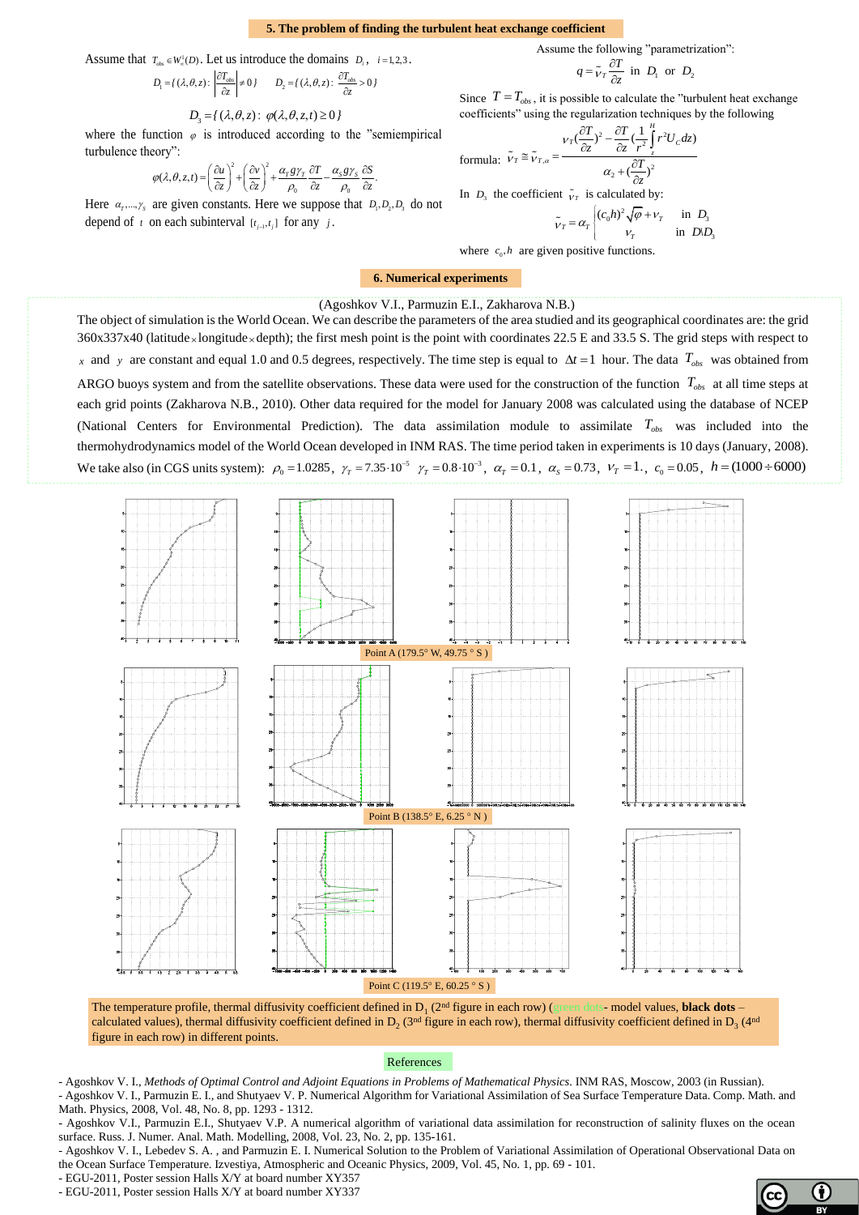## 5. The problem of finding the turbulent heat exchange coefficient

Assume that $T_{obs} \in W_2^1(D)$. Let us introduce the domains $D_i$, $i = 1,2,3$.

$$D_1 = \{(\lambda,\theta,z): \left|\frac{\partial T_{obs}}{\partial z}\right| \neq 0\} \qquad D_2 = \{(\lambda,\theta,z): \frac{\partial T_{obs}}{\partial z} > 0\}$$

$$D_3 = \{(\lambda,\theta,z): \varphi(\lambda,\theta,z,t) \geq 0\}$$

where the function $\varphi$ is introduced according to the "semiempirical turbulence theory":

$$\varphi(\lambda,\theta,z,t) = \left(\frac{\partial u}{\partial z}\right)^2 + \left(\frac{\partial v}{\partial z}\right)^2 + \frac{\alpha_T g \gamma_T}{\rho_0}\frac{\partial T}{\partial z} - \frac{\alpha_S g \gamma_S}{\rho_0}\frac{\partial S}{\partial z}.$$

Here $\alpha_T, ..., \gamma_S$ are given constants. Here we suppose that $D_1, D_2, D_3$ do not depend of $t$ on each subinterval $[t_{j-1}, t_j]$ for any $j$.

Assume the following "parametrization":

$$q = \tilde{\nu}_T \frac{\partial T}{\partial z} \text{ in } D_1 \text{ or } D_2$$

Since $T = T_{obs}$, it is possible to calculate the "turbulent heat exchange coefficients" using the regularization techniques by the following formula:

$$\tilde{\nu}_T \cong \tilde{\nu}_{T,\alpha} = \frac{\nu_T(\frac{\partial T}{\partial z})^2 - \frac{\partial T}{\partial z}(\frac{1}{r^2}\int_z^H r^2 U_C dz)}{\alpha_2 + (\frac{\partial T}{\partial z})^2}$$

In $D_3$ the coefficient $\tilde{\nu}_T$ is calculated by:

$$\tilde{\nu}_T = \alpha_T \begin{cases} (c_0 h)^2 \sqrt{\varphi} + \nu_T & \text{in } D_3 \\ \nu_T & \text{in } D \backslash D_3 \end{cases}$$

where $c_0, h$ are given positive functions.

## 6. Numerical experiments

(Agoshkov V.I., Parmuzin E.I., Zakharova N.B.)

The object of simulation is the World Ocean. We can describe the parameters of the area studied and its geographical coordinates are: the grid 360x337x40 (latitude×longitude×depth); the first mesh point is the point with coordinates 22.5 E and 33.5 S. The grid steps with respect to $x$ and $y$ are constant and equal 1.0 and 0.5 degrees, respectively. The time step is equal to $\Delta t = 1$ hour. The data $T_{obs}$ was obtained from ARGO buoys system and from the satellite observations. These data were used for the construction of the function $T_{obs}$ at all time steps at each grid points (Zakharova N.B., 2010). Other data required for the model for January 2008 was calculated using the database of NCEP (National Centers for Environmental Prediction). The data assimilation module to assimilate $T_{obs}$ was included into the thermohydrodynamics model of the World Ocean developed in INM RAS. The time period taken in experiments is 10 days (January, 2008). We take also (in CGS units system): $\rho_0 = 1.0285$, $\gamma_T = 7.35 \cdot 10^{-5}$ $\gamma_T = 0.8 \cdot 10^{-3}$, $\alpha_T = 0.1$, $\alpha_S = 0.73$, $\nu_T = 1.$, $c_0 = 0.05$, $h = (1000 \div 6000)$

Point A (179.5° W, 49.75 ° S )

Point B (138.5° E, 6.25 ° N )

Point C (119.5° E, 60.25 ° S )

The temperature profile, thermal diffusivity coefficient defined in $D_1$ (2[nd] figure in each row) (green dots- model values, **black dots** – calculated values), thermal diffusivity coefficient defined in $D_2$ (3[rd] figure in each row), thermal diffusivity coefficient defined in $D_3$ (4[nd] figure in each row) in different points.

## References

- Agoshkov V. I., *Methods of Optimal Control and Adjoint Equations in Problems of Mathematical Physics*. INM RAS, Moscow, 2003 (in Russian).
- Agoshkov V. I., Parmuzin E. I., and Shutyaev V. P. Numerical Algorithm for Variational Assimilation of Sea Surface Temperature Data. Comp. Math. and Math. Physics, 2008, Vol. 48, No. 8, pp. 1293 - 1312.
- Agoshkov V.I., Parmuzin E.I., Shutyaev V.P. A numerical algorithm of variational data assimilation for reconstruction of salinity fluxes on the ocean surface. Russ. J. Numer. Anal. Math. Modelling, 2008, Vol. 23, No. 2, pp. 135-161.
- Agoshkov V. I., Lebedev S. A. , and Parmuzin E. I. Numerical Solution to the Problem of Variational Assimilation of Operational Observational Data on the Ocean Surface Temperature. Izvestiya, Atmospheric and Oceanic Physics, 2009, Vol. 45, No. 1, pp. 69 - 101.
- EGU-2011, Poster session Halls X/Y at board number XY357
- EGU-2011, Poster session Halls X/Y at board number XY337